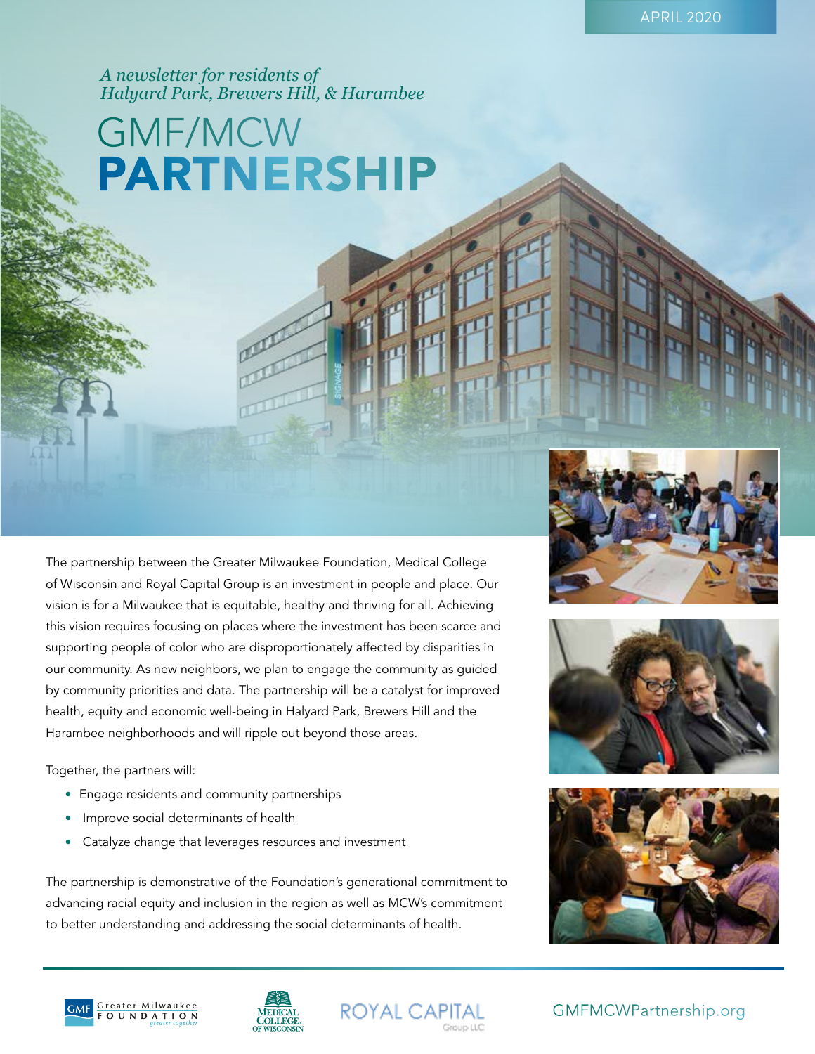APRIL 2020

*A newsletter for residents of Halyard Park, Brewers Hill, & Harambee*

# GMF/MCW PARTNERSHIP

The partnership between the Greater Milwaukee Foundation, Medical College of Wisconsin and Royal Capital Group is an investment in people and place. Our vision is for a Milwaukee that is equitable, healthy and thriving for all. Achieving this vision requires focusing on places where the investment has been scarce and supporting people of color who are disproportionately affected by disparities in our community. As new neighbors, we plan to engage the community as guided by community priorities and data. The partnership will be a catalyst for improved health, equity and economic well-being in Halyard Park, Brewers Hill and the Harambee neighborhoods and will ripple out beyond those areas.

Together, the partners will:

- Engage residents and community partnerships
- Improve social determinants of health
- Catalyze change that leverages resources and investment

The partnership is demonstrative of the Foundation's generational commitment to advancing racial equity and inclusion in the region as well as MCW's commitment to better understanding and addressing the social determinants of health.

Greater Milwaukee Foundation · Medical College of Wisconsin · Royal Capital Group LLC

GMFMCWPartnership.org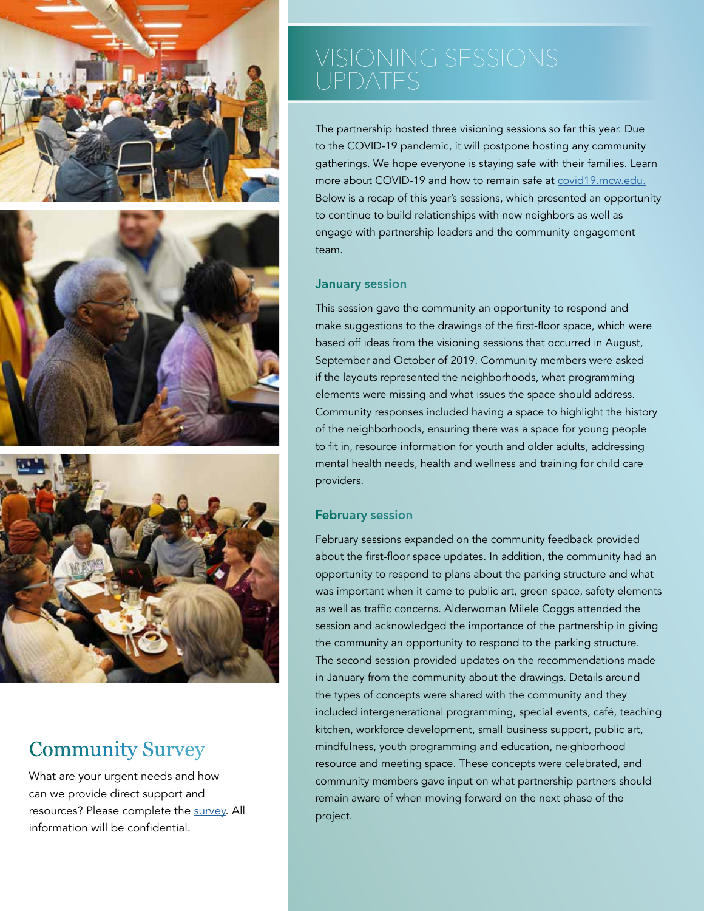# VISIONING SESSIONS UPDATES

The partnership hosted three visioning sessions so far this year. Due to the COVID-19 pandemic, it will postpone hosting any community gatherings. We hope everyone is staying safe with their families. Learn more about COVID-19 and how to remain safe at covid19.mcw.edu. Below is a recap of this year's sessions, which presented an opportunity to continue to build relationships with new neighbors as well as engage with partnership leaders and the community engagement team.

### January session

This session gave the community an opportunity to respond and make suggestions to the drawings of the first-floor space, which were based off ideas from the visioning sessions that occurred in August, September and October of 2019. Community members were asked if the layouts represented the neighborhoods, what programming elements were missing and what issues the space should address. Community responses included having a space to highlight the history of the neighborhoods, ensuring there was a space for young people to fit in, resource information for youth and older adults, addressing mental health needs, health and wellness and training for child care providers.

### February session

February sessions expanded on the community feedback provided about the first-floor space updates. In addition, the community had an opportunity to respond to plans about the parking structure and what was important when it came to public art, green space, safety elements as well as traffic concerns. Alderwoman Milele Coggs attended the session and acknowledged the importance of the partnership in giving the community an opportunity to respond to the parking structure. The second session provided updates on the recommendations made in January from the community about the drawings. Details around the types of concepts were shared with the community and they included intergenerational programming, special events, café, teaching kitchen, workforce development, small business support, public art, mindfulness, youth programming and education, neighborhood resource and meeting space. These concepts were celebrated, and community members gave input on what partnership partners should remain aware of when moving forward on the next phase of the project.

## Community Survey

What are your urgent needs and how can we provide direct support and resources? Please complete the survey. All information will be confidential.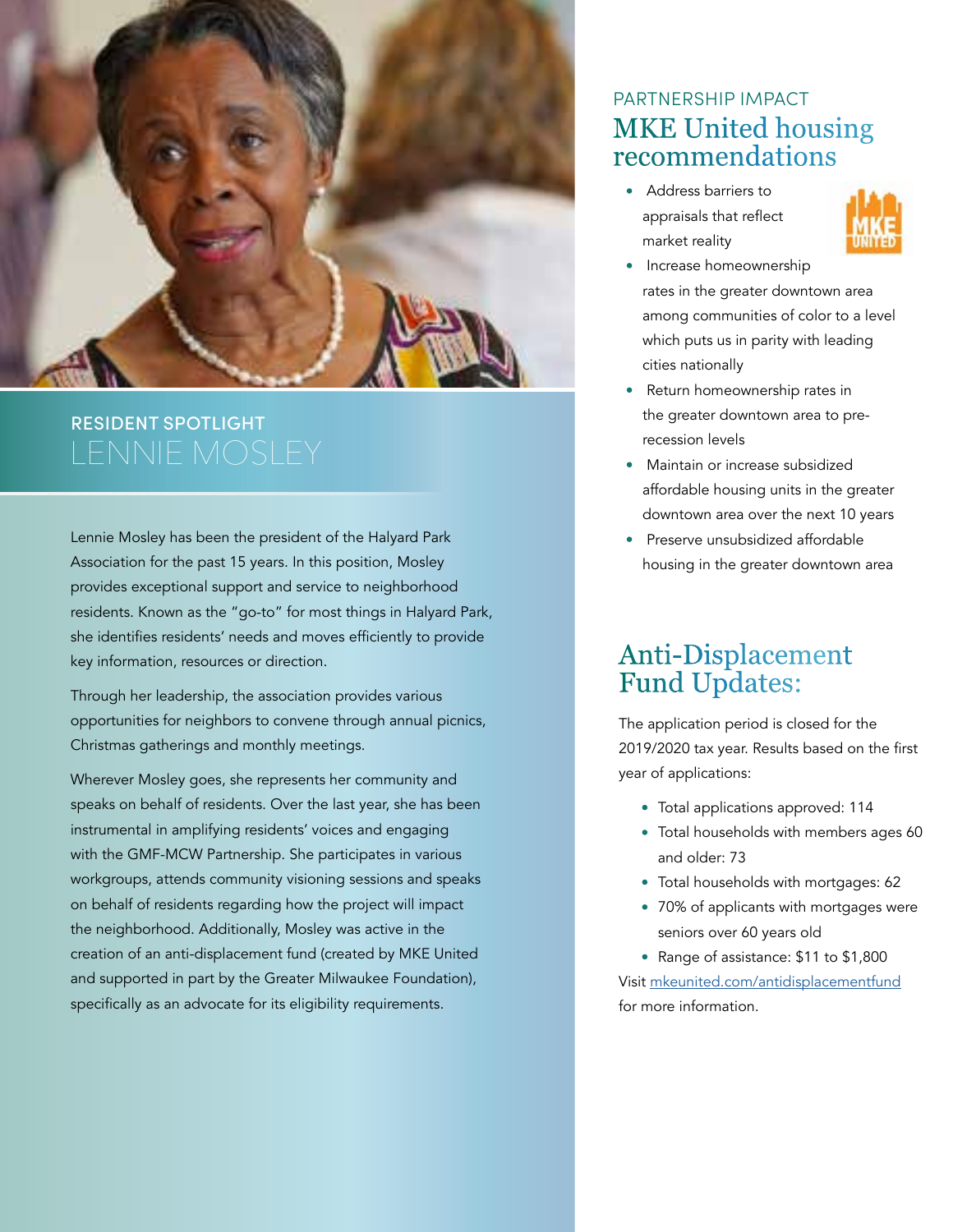## RESIDENT SPOTLIGHT
# LENNIE MOSLEY

Lennie Mosley has been the president of the Halyard Park Association for the past 15 years. In this position, Mosley provides exceptional support and service to neighborhood residents. Known as the "go-to" for most things in Halyard Park, she identifies residents' needs and moves efficiently to provide key information, resources or direction.

Through her leadership, the association provides various opportunities for neighbors to convene through annual picnics, Christmas gatherings and monthly meetings.

Wherever Mosley goes, she represents her community and speaks on behalf of residents. Over the last year, she has been instrumental in amplifying residents' voices and engaging with the GMF-MCW Partnership. She participates in various workgroups, attends community visioning sessions and speaks on behalf of residents regarding how the project will impact the neighborhood. Additionally, Mosley was active in the creation of an anti-displacement fund (created by MKE United and supported in part by the Greater Milwaukee Foundation), specifically as an advocate for its eligibility requirements.

## PARTNERSHIP IMPACT
# MKE United housing recommendations

- Address barriers to appraisals that reflect market reality
- Increase homeownership rates in the greater downtown area among communities of color to a level which puts us in parity with leading cities nationally
- Return homeownership rates in the greater downtown area to pre-recession levels
- Maintain or increase subsidized affordable housing units in the greater downtown area over the next 10 years
- Preserve unsubsidized affordable housing in the greater downtown area

# Anti-Displacement Fund Updates:

The application period is closed for the 2019/2020 tax year. Results based on the first year of applications:

- Total applications approved: 114
- Total households with members ages 60 and older: 73
- Total households with mortgages: 62
- 70% of applicants with mortgages were seniors over 60 years old
- Range of assistance: $11 to $1,800

Visit mkeunited.com/antidisplacementfund for more information.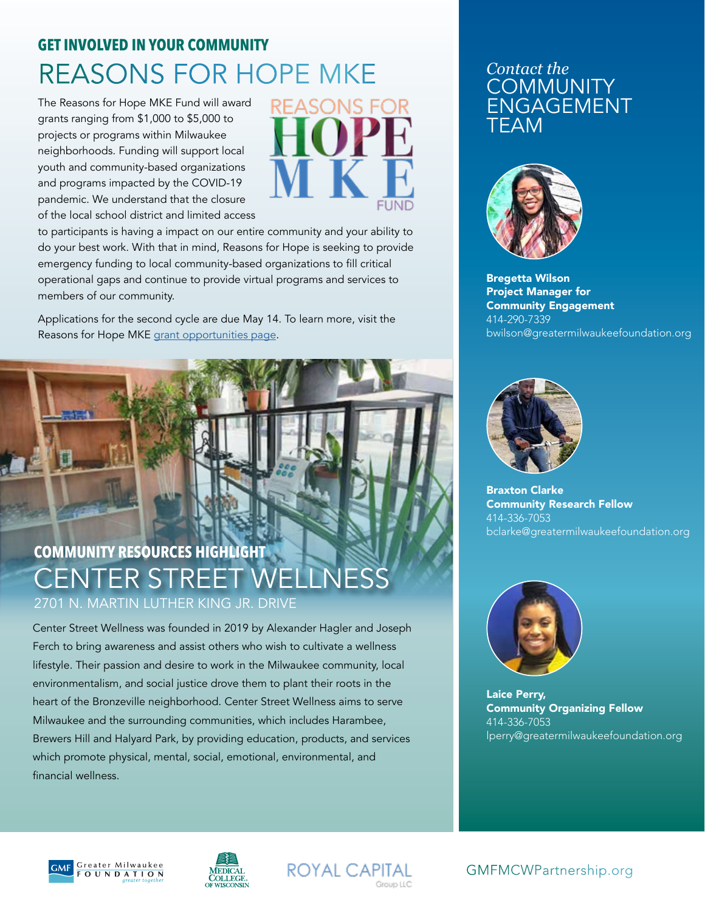**GET INVOLVED IN YOUR COMMUNITY**

# REASONS FOR HOPE MKE

The Reasons for Hope MKE Fund will award grants ranging from $1,000 to $5,000 to projects or programs within Milwaukee neighborhoods. Funding will support local youth and community-based organizations and programs impacted by the COVID-19 pandemic. We understand that the closure of the local school district and limited access to participants is having a impact on our entire community and your ability to do your best work. With that in mind, Reasons for Hope is seeking to provide emergency funding to local community-based organizations to fill critical operational gaps and continue to provide virtual programs and services to members of our community.

Applications for the second cycle are due May 14. To learn more, visit the Reasons for Hope MKE grant opportunities page.

**COMMUNITY RESOURCES HIGHLIGHT**

# CENTER STREET WELLNESS

2701 N. MARTIN LUTHER KING JR. DRIVE

Center Street Wellness was founded in 2019 by Alexander Hagler and Joseph Ferch to bring awareness and assist others who wish to cultivate a wellness lifestyle. Their passion and desire to work in the Milwaukee community, local environmentalism, and social justice drove them to plant their roots in the heart of the Bronzeville neighborhood. Center Street Wellness aims to serve Milwaukee and the surrounding communities, which includes Harambee, Brewers Hill and Halyard Park, by providing education, products, and services which promote physical, mental, social, emotional, environmental, and financial wellness.

## *Contact the* COMMUNITY ENGAGEMENT TEAM

**Bregetta Wilson**
**Project Manager for Community Engagement**
414-290-7339
bwilson@greatermilwaukeefoundation.org

**Braxton Clarke**
**Community Research Fellow**
414-336-7053
bclarke@greatermilwaukeefoundation.org

**Laice Perry,**
**Community Organizing Fellow**
414-336-7053
lperry@greatermilwaukeefoundation.org

GMFMCWPartnership.org